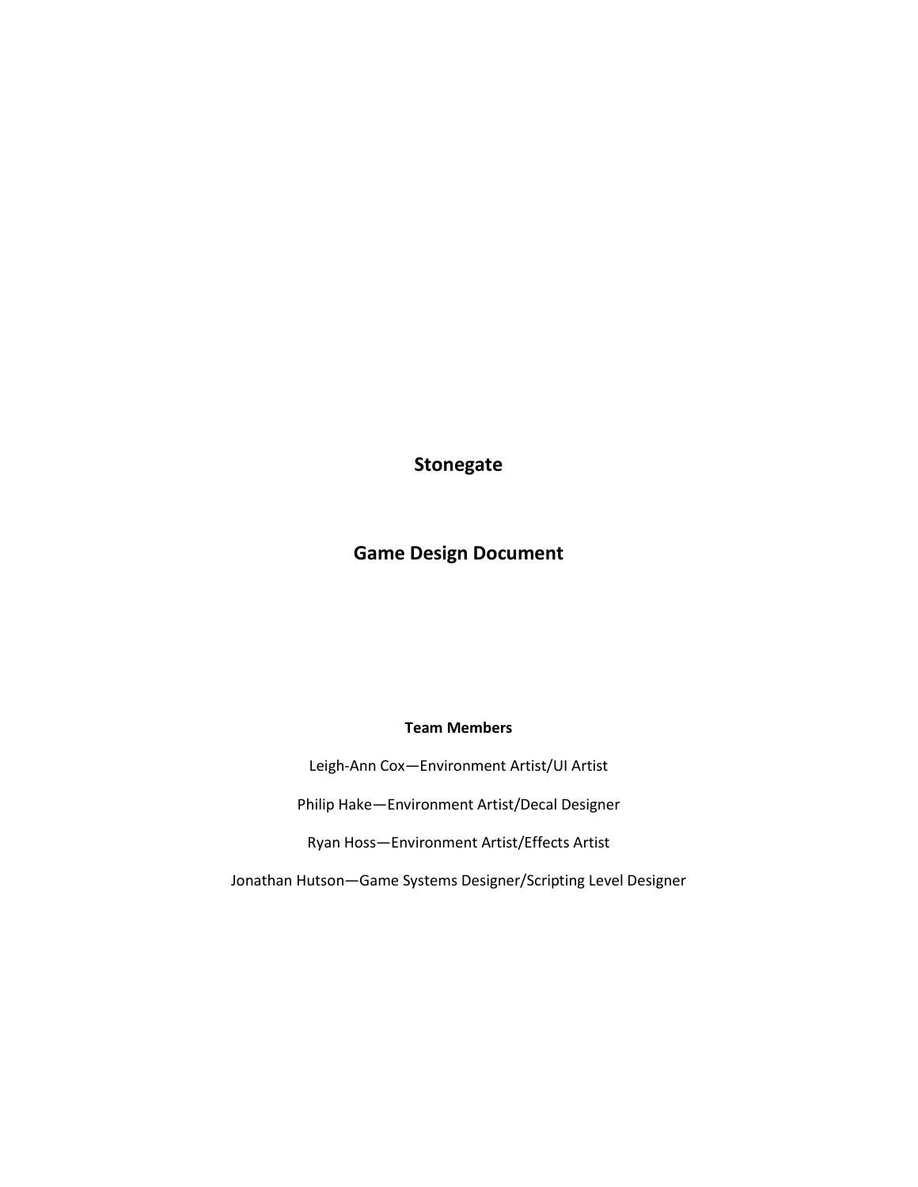# Stonegate

## Game Design Document

**Team Members**

Leigh-Ann Cox—Environment Artist/UI Artist

Philip Hake—Environment Artist/Decal Designer

Ryan Hoss—Environment Artist/Effects Artist

Jonathan Hutson—Game Systems Designer/Scripting Level Designer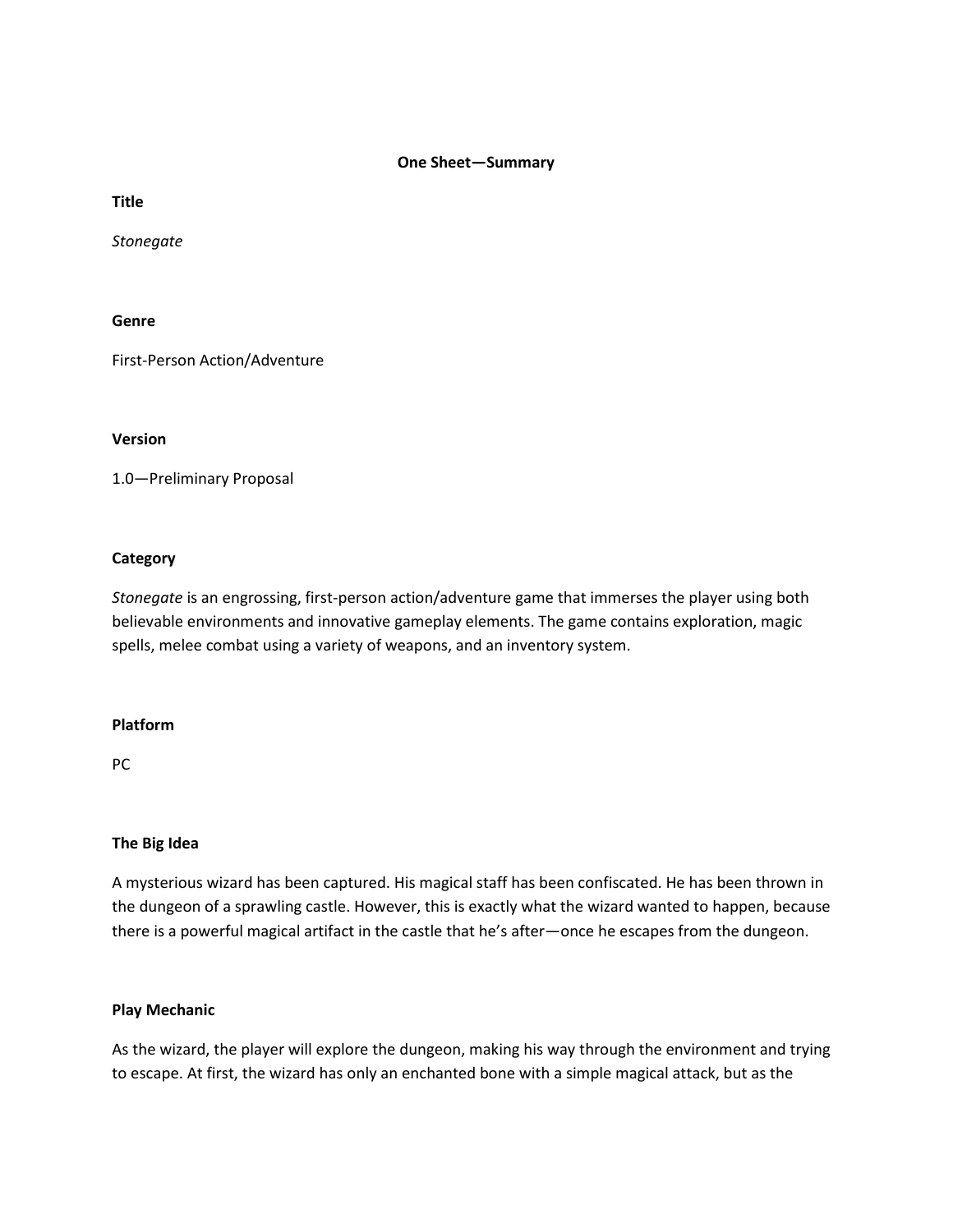# One Sheet—Summary

**Title**

*Stonegate*

**Genre**

First-Person Action/Adventure

**Version**

1.0—Preliminary Proposal

**Category**

*Stonegate* is an engrossing, first-person action/adventure game that immerses the player using both believable environments and innovative gameplay elements. The game contains exploration, magic spells, melee combat using a variety of weapons, and an inventory system.

**Platform**

PC

**The Big Idea**

A mysterious wizard has been captured. His magical staff has been confiscated. He has been thrown in the dungeon of a sprawling castle. However, this is exactly what the wizard wanted to happen, because there is a powerful magical artifact in the castle that he's after—once he escapes from the dungeon.

**Play Mechanic**

As the wizard, the player will explore the dungeon, making his way through the environment and trying to escape. At first, the wizard has only an enchanted bone with a simple magical attack, but as the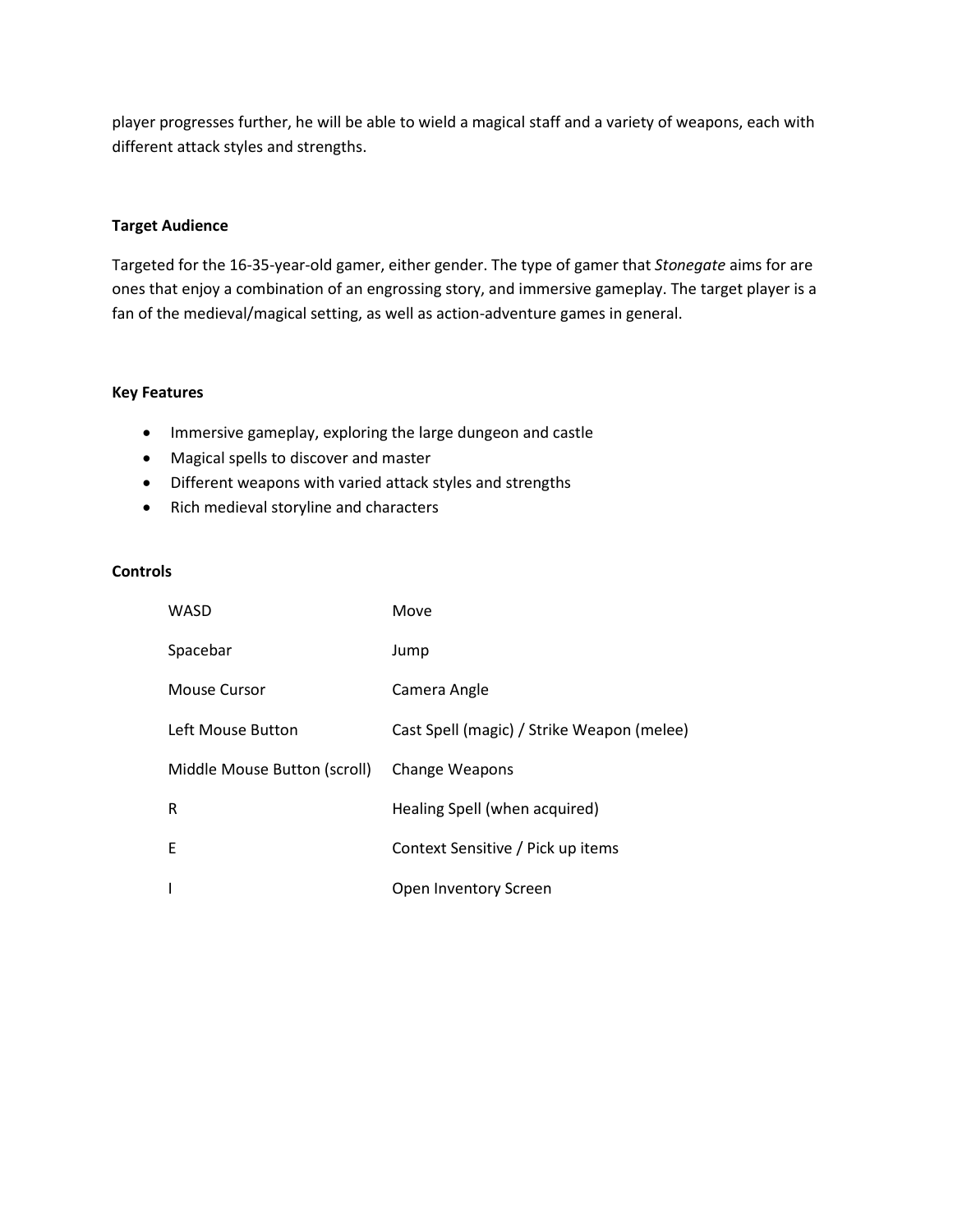player progresses further, he will be able to wield a magical staff and a variety of weapons, each with different attack styles and strengths.

**Target Audience**

Targeted for the 16-35-year-old gamer, either gender. The type of gamer that *Stonegate* aims for are ones that enjoy a combination of an engrossing story, and immersive gameplay. The target player is a fan of the medieval/magical setting, as well as action-adventure games in general.

**Key Features**

- Immersive gameplay, exploring the large dungeon and castle
- Magical spells to discover and master
- Different weapons with varied attack styles and strengths
- Rich medieval storyline and characters

**Controls**

| | |
|---|---|
| WASD | Move |
| Spacebar | Jump |
| Mouse Cursor | Camera Angle |
| Left Mouse Button | Cast Spell (magic) / Strike Weapon (melee) |
| Middle Mouse Button (scroll) | Change Weapons |
| R | Healing Spell (when acquired) |
| E | Context Sensitive / Pick up items |
| I | Open Inventory Screen |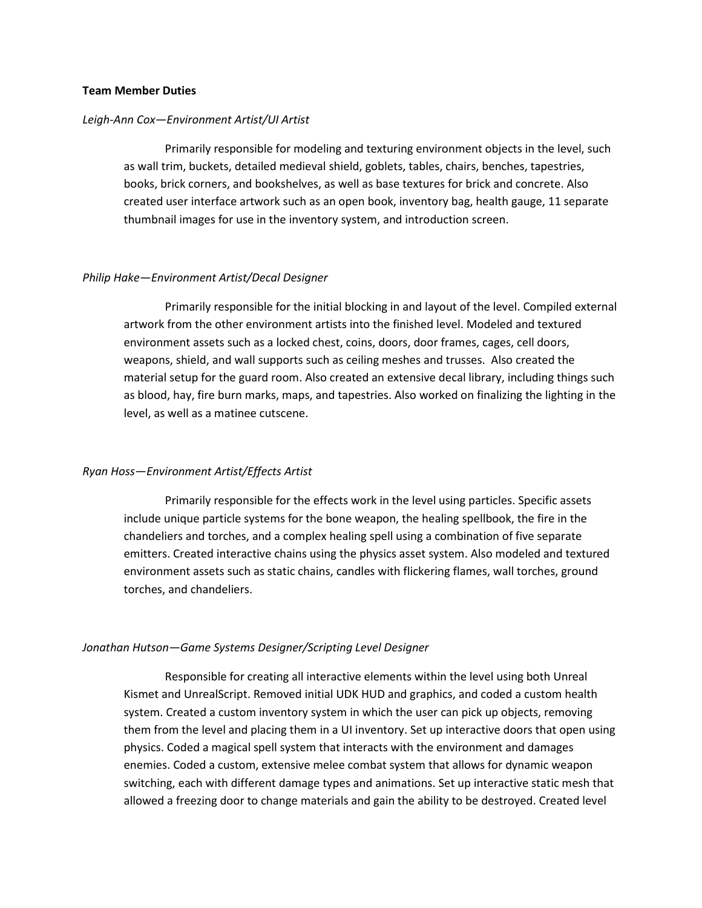**Team Member Duties**

*Leigh-Ann Cox—Environment Artist/UI Artist*

Primarily responsible for modeling and texturing environment objects in the level, such as wall trim, buckets, detailed medieval shield, goblets, tables, chairs, benches, tapestries, books, brick corners, and bookshelves, as well as base textures for brick and concrete. Also created user interface artwork such as an open book, inventory bag, health gauge, 11 separate thumbnail images for use in the inventory system, and introduction screen.

*Philip Hake—Environment Artist/Decal Designer*

Primarily responsible for the initial blocking in and layout of the level. Compiled external artwork from the other environment artists into the finished level. Modeled and textured environment assets such as a locked chest, coins, doors, door frames, cages, cell doors, weapons, shield, and wall supports such as ceiling meshes and trusses. Also created the material setup for the guard room. Also created an extensive decal library, including things such as blood, hay, fire burn marks, maps, and tapestries. Also worked on finalizing the lighting in the level, as well as a matinee cutscene.

*Ryan Hoss—Environment Artist/Effects Artist*

Primarily responsible for the effects work in the level using particles. Specific assets include unique particle systems for the bone weapon, the healing spellbook, the fire in the chandeliers and torches, and a complex healing spell using a combination of five separate emitters. Created interactive chains using the physics asset system. Also modeled and textured environment assets such as static chains, candles with flickering flames, wall torches, ground torches, and chandeliers.

*Jonathan Hutson—Game Systems Designer/Scripting Level Designer*

Responsible for creating all interactive elements within the level using both Unreal Kismet and UnrealScript. Removed initial UDK HUD and graphics, and coded a custom health system. Created a custom inventory system in which the user can pick up objects, removing them from the level and placing them in a UI inventory. Set up interactive doors that open using physics. Coded a magical spell system that interacts with the environment and damages enemies. Coded a custom, extensive melee combat system that allows for dynamic weapon switching, each with different damage types and animations. Set up interactive static mesh that allowed a freezing door to change materials and gain the ability to be destroyed. Created level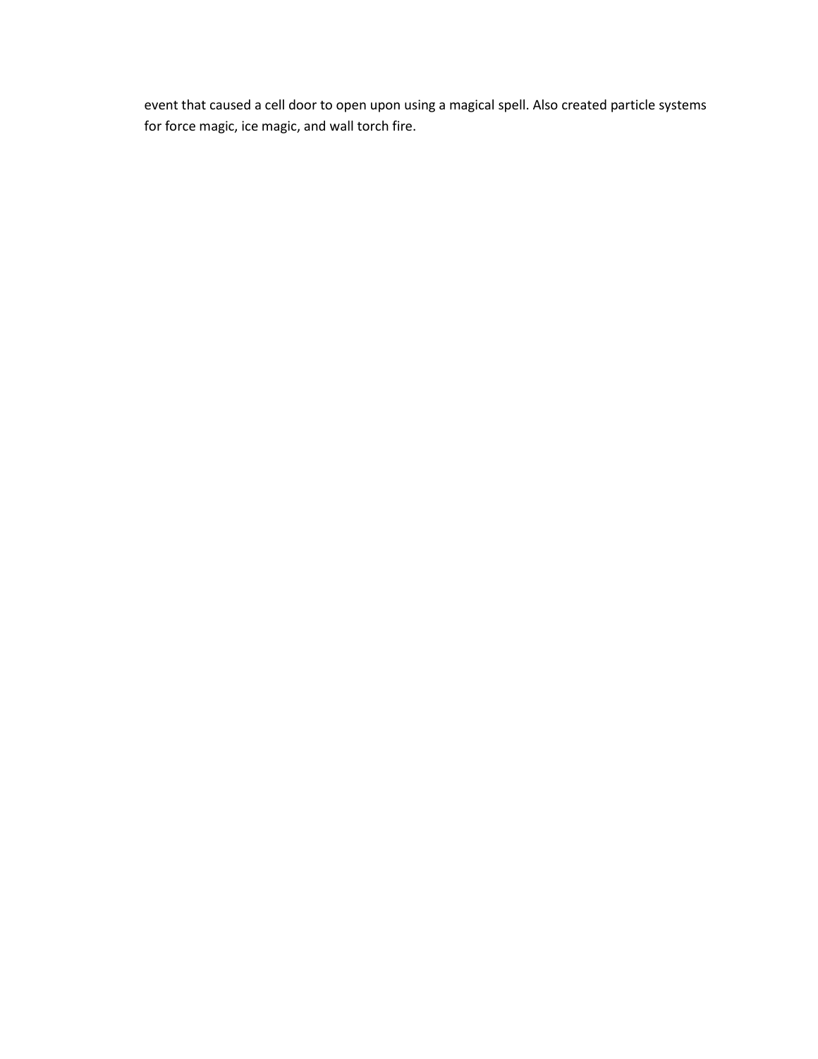event that caused a cell door to open upon using a magical spell. Also created particle systems for force magic, ice magic, and wall torch fire.